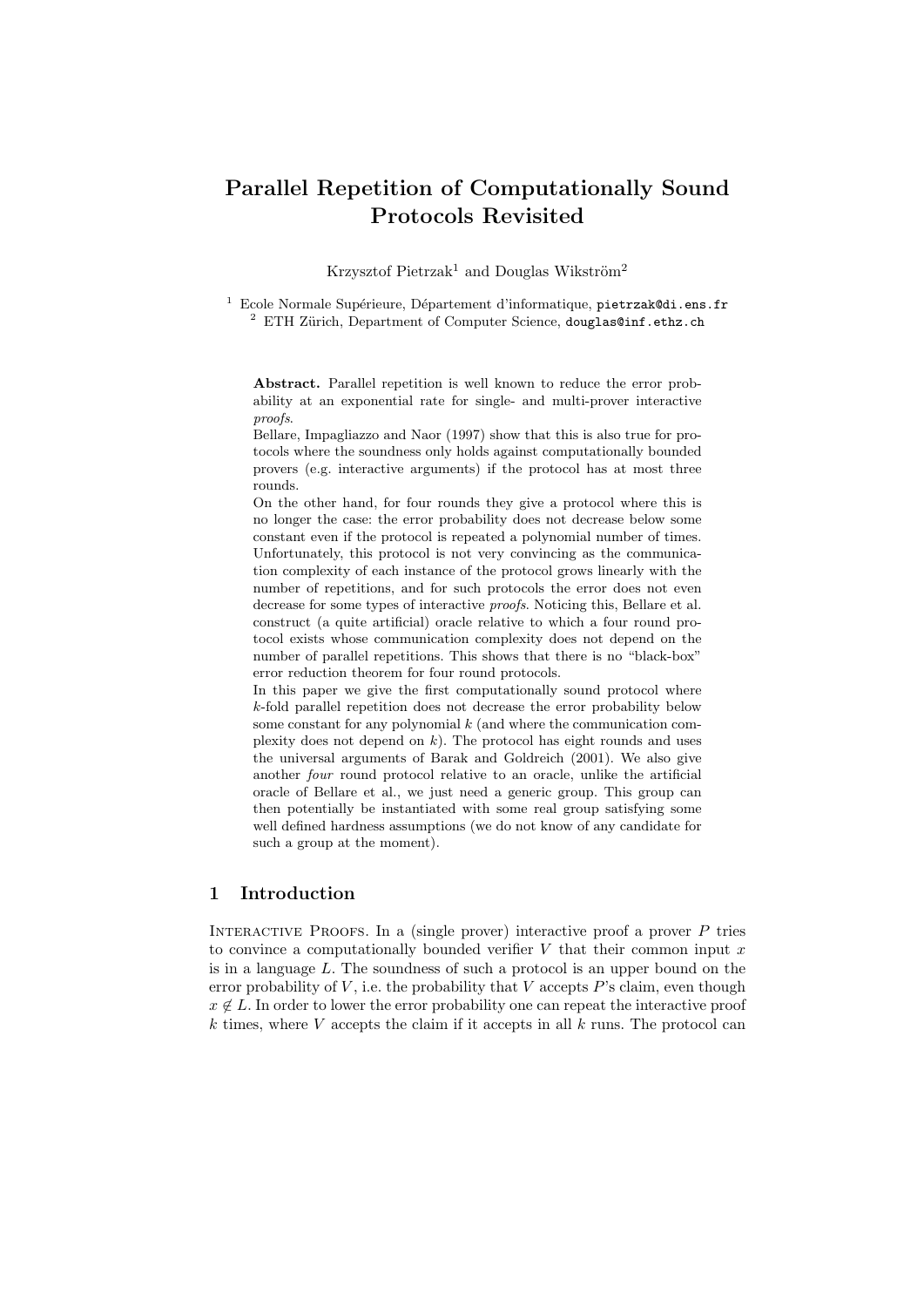# Parallel Repetition of Computationally Sound Protocols Revisited

Krzysztof Pietrzak[1] and Douglas Wikström[2]

[1] Ecole Normale Supérieure, Département d'informatique, pietrzak@di.ens.fr
[2] ETH Zürich, Department of Computer Science, douglas@inf.ethz.ch

**Abstract.** Parallel repetition is well known to reduce the error probability at an exponential rate for single- and multi-prover interactive *proofs*.
Bellare, Impagliazzo and Naor (1997) show that this is also true for protocols where the soundness only holds against computationally bounded provers (e.g. interactive arguments) if the protocol has at most three rounds.
On the other hand, for four rounds they give a protocol where this is no longer the case: the error probability does not decrease below some constant even if the protocol is repeated a polynomial number of times. Unfortunately, this protocol is not very convincing as the communication complexity of each instance of the protocol grows linearly with the number of repetitions, and for such protocols the error does not even decrease for some types of interactive *proofs*. Noticing this, Bellare et al. construct (a quite artificial) oracle relative to which a four round protocol exists whose communication complexity does not depend on the number of parallel repetitions. This shows that there is no "black-box" error reduction theorem for four round protocols.
In this paper we give the first computationally sound protocol where $k$-fold parallel repetition does not decrease the error probability below some constant for any polynomial $k$ (and where the communication complexity does not depend on $k$). The protocol has eight rounds and uses the universal arguments of Barak and Goldreich (2001). We also give another *four* round protocol relative to an oracle, unlike the artificial oracle of Bellare et al., we just need a generic group. This group can then potentially be instantiated with some real group satisfying some well defined hardness assumptions (we do not know of any candidate for such a group at the moment).

## 1 Introduction

Interactive Proofs. In a (single prover) interactive proof a prover $P$ tries to convince a computationally bounded verifier $V$ that their common input $x$ is in a language $L$. The soundness of such a protocol is an upper bound on the error probability of $V$, i.e. the probability that $V$ accepts $P$'s claim, even though $x \notin L$. In order to lower the error probability one can repeat the interactive proof $k$ times, where $V$ accepts the claim if it accepts in all $k$ runs. The protocol can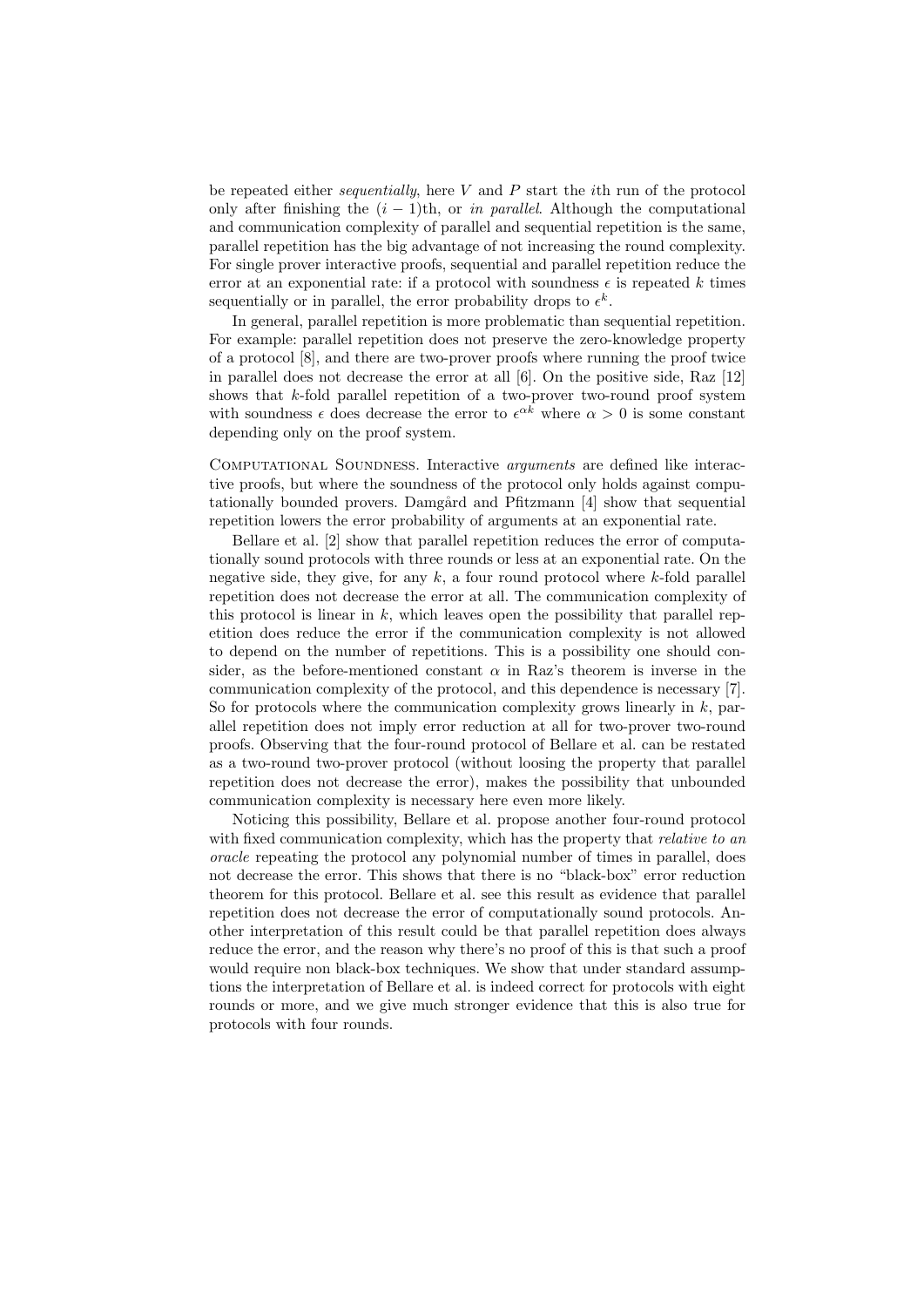be repeated either *sequentially*, here $V$ and $P$ start the $i$th run of the protocol only after finishing the $(i-1)$th, or *in parallel*. Although the computational and communication complexity of parallel and sequential repetition is the same, parallel repetition has the big advantage of not increasing the round complexity. For single prover interactive proofs, sequential and parallel repetition reduce the error at an exponential rate: if a protocol with soundness $\epsilon$ is repeated $k$ times sequentially or in parallel, the error probability drops to $\epsilon^k$.

In general, parallel repetition is more problematic than sequential repetition. For example: parallel repetition does not preserve the zero-knowledge property of a protocol [8], and there are two-prover proofs where running the proof twice in parallel does not decrease the error at all [6]. On the positive side, Raz [12] shows that $k$-fold parallel repetition of a two-prover two-round proof system with soundness $\epsilon$ does decrease the error to $\epsilon^{\alpha k}$ where $\alpha > 0$ is some constant depending only on the proof system.

Computational Soundness. Interactive *arguments* are defined like interactive proofs, but where the soundness of the protocol only holds against computationally bounded provers. Damgård and Pfitzmann [4] show that sequential repetition lowers the error probability of arguments at an exponential rate.

Bellare et al. [2] show that parallel repetition reduces the error of computationally sound protocols with three rounds or less at an exponential rate. On the negative side, they give, for any $k$, a four round protocol where $k$-fold parallel repetition does not decrease the error at all. The communication complexity of this protocol is linear in $k$, which leaves open the possibility that parallel repetition does reduce the error if the communication complexity is not allowed to depend on the number of repetitions. This is a possibility one should consider, as the before-mentioned constant $\alpha$ in Raz's theorem is inverse in the communication complexity of the protocol, and this dependence is necessary [7]. So for protocols where the communication complexity grows linearly in $k$, parallel repetition does not imply error reduction at all for two-prover two-round proofs. Observing that the four-round protocol of Bellare et al. can be restated as a two-round two-prover protocol (without loosing the property that parallel repetition does not decrease the error), makes the possibility that unbounded communication complexity is necessary here even more likely.

Noticing this possibility, Bellare et al. propose another four-round protocol with fixed communication complexity, which has the property that *relative to an oracle* repeating the protocol any polynomial number of times in parallel, does not decrease the error. This shows that there is no "black-box" error reduction theorem for this protocol. Bellare et al. see this result as evidence that parallel repetition does not decrease the error of computationally sound protocols. Another interpretation of this result could be that parallel repetition does always reduce the error, and the reason why there's no proof of this is that such a proof would require non black-box techniques. We show that under standard assumptions the interpretation of Bellare et al. is indeed correct for protocols with eight rounds or more, and we give much stronger evidence that this is also true for protocols with four rounds.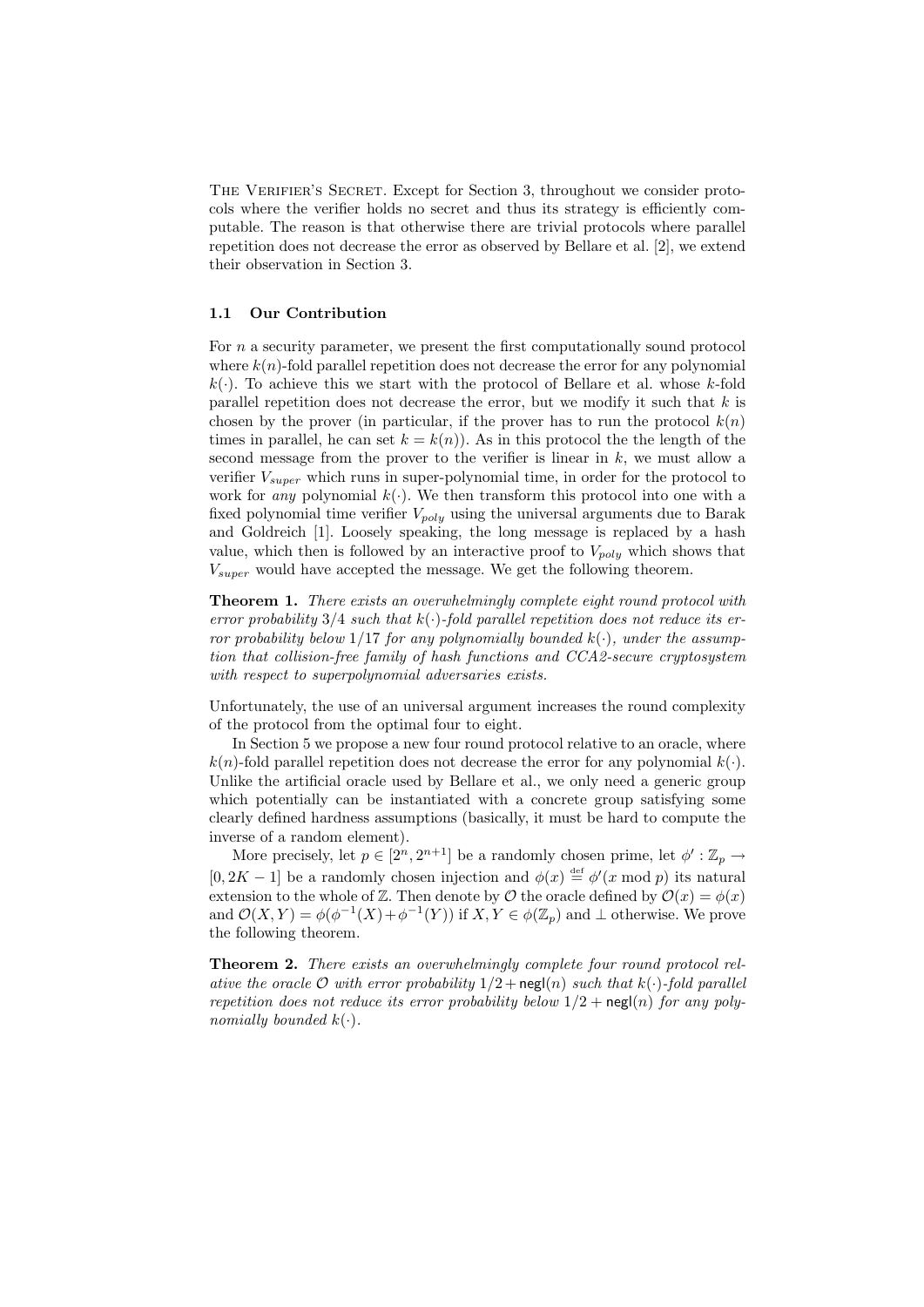The Verifier's Secret. Except for Section 3, throughout we consider protocols where the verifier holds no secret and thus its strategy is efficiently computable. The reason is that otherwise there are trivial protocols where parallel repetition does not decrease the error as observed by Bellare et al. [2], we extend their observation in Section 3.

### 1.1 Our Contribution

For $n$ a security parameter, we present the first computationally sound protocol where $k(n)$-fold parallel repetition does not decrease the error for any polynomial $k(\cdot)$. To achieve this we start with the protocol of Bellare et al. whose $k$-fold parallel repetition does not decrease the error, but we modify it such that $k$ is chosen by the prover (in particular, if the prover has to run the protocol $k(n)$ times in parallel, he can set $k = k(n)$). As in this protocol the the length of the second message from the prover to the verifier is linear in $k$, we must allow a verifier $V_{super}$ which runs in super-polynomial time, in order for the protocol to work for *any* polynomial $k(\cdot)$. We then transform this protocol into one with a fixed polynomial time verifier $V_{poly}$ using the universal arguments due to Barak and Goldreich [1]. Loosely speaking, the long message is replaced by a hash value, which then is followed by an interactive proof to $V_{poly}$ which shows that $V_{super}$ would have accepted the message. We get the following theorem.

**Theorem 1.** *There exists an overwhelmingly complete eight round protocol with error probability $3/4$ such that $k(\cdot)$-fold parallel repetition does not reduce its error probability below $1/17$ for any polynomially bounded $k(\cdot)$, under the assumption that collision-free family of hash functions and CCA2-secure cryptosystem with respect to superpolynomial adversaries exists.*

Unfortunately, the use of an universal argument increases the round complexity of the protocol from the optimal four to eight.

In Section 5 we propose a new four round protocol relative to an oracle, where $k(n)$-fold parallel repetition does not decrease the error for any polynomial $k(\cdot)$. Unlike the artificial oracle used by Bellare et al., we only need a generic group which potentially can be instantiated with a concrete group satisfying some clearly defined hardness assumptions (basically, it must be hard to compute the inverse of a random element).

More precisely, let $p \in [2^n, 2^{n+1}]$ be a randomly chosen prime, let $\phi' : \mathbb{Z}_p \to [0, 2K-1]$ be a randomly chosen injection and $\phi(x) \stackrel{\text{def}}{=} \phi'(x \bmod p)$ its natural extension to the whole of $\mathbb{Z}$. Then denote by $\mathcal{O}$ the oracle defined by $\mathcal{O}(x) = \phi(x)$ and $\mathcal{O}(X, Y) = \phi(\phi^{-1}(X) + \phi^{-1}(Y))$ if $X, Y \in \phi(\mathbb{Z}_p)$ and $\perp$ otherwise. We prove the following theorem.

**Theorem 2.** *There exists an overwhelmingly complete four round protocol relative the oracle $\mathcal{O}$ with error probability $1/2 + \mathsf{negl}(n)$ such that $k(\cdot)$-fold parallel repetition does not reduce its error probability below $1/2 + \mathsf{negl}(n)$ for any polynomially bounded $k(\cdot)$.*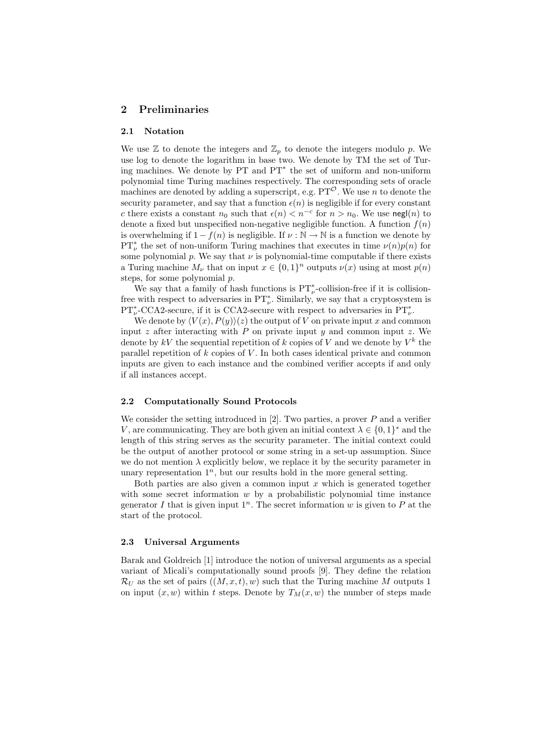## 2 Preliminaries

### 2.1 Notation

We use $\mathbb{Z}$ to denote the integers and $\mathbb{Z}_p$ to denote the integers modulo $p$. We use log to denote the logarithm in base two. We denote by TM the set of Turing machines. We denote by PT and PT$^*$ the set of uniform and non-uniform polynomial time Turing machines respectively. The corresponding sets of oracle machines are denoted by adding a superscript, e.g. $\mathrm{PT}^{\mathcal{O}}$. We use $n$ to denote the security parameter, and say that a function $\epsilon(n)$ is negligible if for every constant $c$ there exists a constant $n_0$ such that $\epsilon(n) < n^{-c}$ for $n > n_0$. We use $\mathsf{negl}(n)$ to denote a fixed but unspecified non-negative negligible function. A function $f(n)$ is overwhelming if $1 - f(n)$ is negligible. If $\nu : \mathbb{N} \to \mathbb{N}$ is a function we denote by $\mathrm{PT}^*_\nu$ the set of non-uniform Turing machines that executes in time $\nu(n)p(n)$ for some polynomial $p$. We say that $\nu$ is polynomial-time computable if there exists a Turing machine $M_\nu$ that on input $x \in \{0,1\}^n$ outputs $\nu(x)$ using at most $p(n)$ steps, for some polynomial $p$.

We say that a family of hash functions is $\mathrm{PT}^*_\nu$-collision-free if it is collision-free with respect to adversaries in $\mathrm{PT}^*_\nu$. Similarly, we say that a cryptosystem is $\mathrm{PT}^*_\nu$-CCA2-secure, if it is CCA2-secure with respect to adversaries in $\mathrm{PT}^*_\nu$.

We denote by $\langle V(x), P(y)\rangle(z)$ the output of $V$ on private input $x$ and common input $z$ after interacting with $P$ on private input $y$ and common input $z$. We denote by $kV$ the sequential repetition of $k$ copies of $V$ and we denote by $V^k$ the parallel repetition of $k$ copies of $V$. In both cases identical private and common inputs are given to each instance and the combined verifier accepts if and only if all instances accept.

### 2.2 Computationally Sound Protocols

We consider the setting introduced in [2]. Two parties, a prover $P$ and a verifier $V$, are communicating. They are both given an initial context $\lambda \in \{0,1\}^*$ and the length of this string serves as the security parameter. The initial context could be the output of another protocol or some string in a set-up assumption. Since we do not mention $\lambda$ explicitly below, we replace it by the security parameter in unary representation $1^n$, but our results hold in the more general setting.

Both parties are also given a common input $x$ which is generated together with some secret information $w$ by a probabilistic polynomial time instance generator $I$ that is given input $1^n$. The secret information $w$ is given to $P$ at the start of the protocol.

### 2.3 Universal Arguments

Barak and Goldreich [1] introduce the notion of universal arguments as a special variant of Micali's computationally sound proofs [9]. They define the relation $\mathcal{R}_U$ as the set of pairs $((M, x, t), w)$ such that the Turing machine $M$ outputs 1 on input $(x, w)$ within $t$ steps. Denote by $T_M(x, w)$ the number of steps made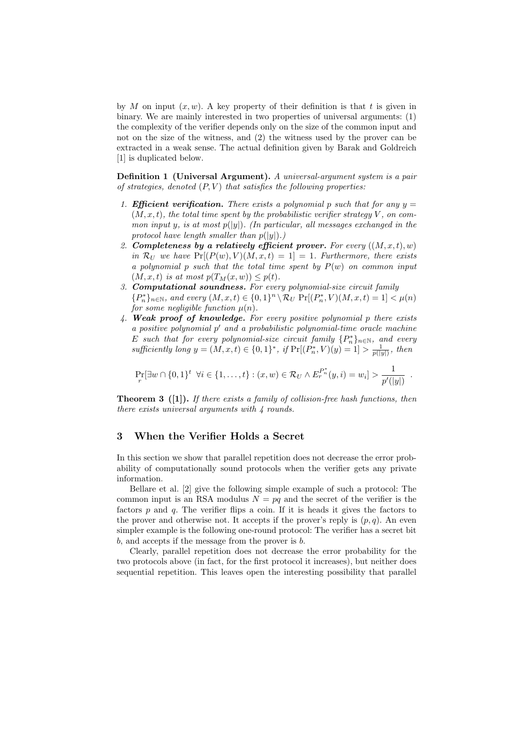by $M$ on input $(x, w)$. A key property of their definition is that $t$ is given in binary. We are mainly interested in two properties of universal arguments: (1) the complexity of the verifier depends only on the size of the common input and not on the size of the witness, and (2) the witness used by the prover can be extracted in a weak sense. The actual definition given by Barak and Goldreich [1] is duplicated below.

**Definition 1 (Universal Argument).** *A universal-argument system is a pair of strategies, denoted $(P, V)$ that satisfies the following properties:*

1. ***Efficient verification.*** *There exists a polynomial $p$ such that for any $y = (M, x, t)$, the total time spent by the probabilistic verifier strategy $V$, on common input $y$, is at most $p(|y|)$. (In particular, all messages exchanged in the protocol have length smaller than $p(|y|)$.)*
2. ***Completeness by a relatively efficient prover.*** *For every $((M, x, t), w)$ in $\mathcal{R}_U$ we have $\Pr[(P(w), V)(M, x, t) = 1] = 1$. Furthermore, there exists a polynomial $p$ such that the total time spent by $P(w)$ on common input $(M, x, t)$ is at most $p(T_M(x, w)) \leq p(t)$.*
3. ***Computational soundness.*** *For every polynomial-size circuit family $\{P_n^*\}_{n \in \mathbb{N}}$, and every $(M, x, t) \in \{0, 1\}^n \setminus \mathcal{R}_U$ $\Pr[(P_n^*, V)(M, x, t) = 1] < \mu(n)$ for some negligible function $\mu(n)$.*
4. ***Weak proof of knowledge.*** *For every positive polynomial $p$ there exists a positive polynomial $p'$ and a probabilistic polynomial-time oracle machine $E$ such that for every polynomial-size circuit family $\{P_n^*\}_{n \in \mathbb{N}}$, and every sufficiently long $y = (M, x, t) \in \{0, 1\}^*$, if $\Pr[(P_n^*, V)(y) = 1] > \frac{1}{p(|y|)}$, then*

$$\Pr_r[\exists w \cap \{0,1\}^t \ \ \forall i \in \{1, \ldots, t\} : (x, w) \in \mathcal{R}_U \wedge E_r^{P_n^*}(y, i) = w_i] > \frac{1}{p'(|y|)} \enspace .$$

**Theorem 3 ([1]).** *If there exists a family of collision-free hash functions, then there exists universal arguments with 4 rounds.*

## 3 When the Verifier Holds a Secret

In this section we show that parallel repetition does not decrease the error probability of computationally sound protocols when the verifier gets any private information.

Bellare et al. [2] give the following simple example of such a protocol: The common input is an RSA modulus $N = pq$ and the secret of the verifier is the factors $p$ and $q$. The verifier flips a coin. If it is heads it gives the factors to the prover and otherwise not. It accepts if the prover's reply is $(p, q)$. An even simpler example is the following one-round protocol: The verifier has a secret bit $b$, and accepts if the message from the prover is $b$.

Clearly, parallel repetition does not decrease the error probability for the two protocols above (in fact, for the first protocol it increases), but neither does sequential repetition. This leaves open the interesting possibility that parallel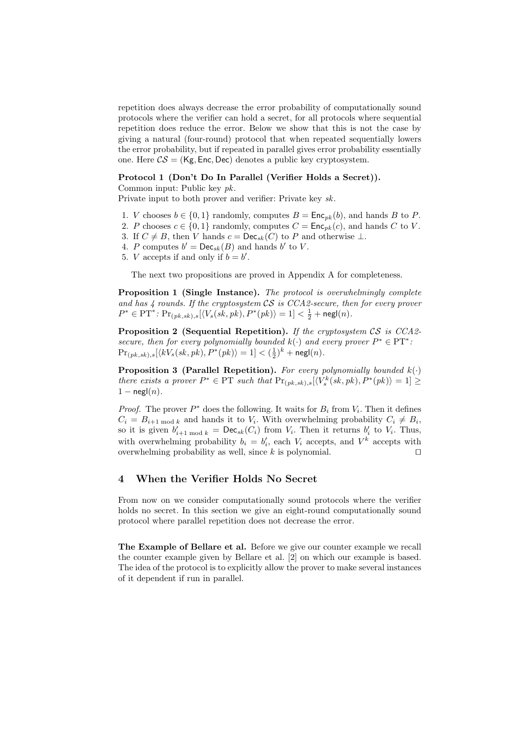repetition does always decrease the error probability of computationally sound protocols where the verifier can hold a secret, for all protocols where sequential repetition does reduce the error. Below we show that this is not the case by giving a natural (four-round) protocol that when repeated sequentially lowers the error probability, but if repeated in parallel gives error probability essentially one. Here $\mathcal{CS} = (\mathsf{Kg}, \mathsf{Enc}, \mathsf{Dec})$ denotes a public key cryptosystem.

**Protocol 1 (Don't Do In Parallel (Verifier Holds a Secret)).**
Common input: Public key $pk$.
Private input to both prover and verifier: Private key $sk$.

1. $V$ chooses $b \in \{0,1\}$ randomly, computes $B = \mathsf{Enc}_{pk}(b)$, and hands $B$ to $P$.
2. $P$ chooses $c \in \{0,1\}$ randomly, computes $C = \mathsf{Enc}_{pk}(c)$, and hands $C$ to $V$.
3. If $C \neq B$, then $V$ hands $c = \mathsf{Dec}_{sk}(C)$ to $P$ and otherwise $\perp$.
4. $P$ computes $b' = \mathsf{Dec}_{sk}(B)$ and hands $b'$ to $V$.
5. $V$ accepts if and only if $b = b'$.

The next two propositions are proved in Appendix A for completeness.

**Proposition 1 (Single Instance).** *The protocol is overwhelmingly complete and has 4 rounds. If the cryptosystem $\mathcal{CS}$ is CCA2-secure, then for every prover $P^* \in \mathrm{PT}^*$: $\Pr_{(pk,sk),s}[\langle V_s(sk, pk), P^*(pk)\rangle = 1] < \frac{1}{2} + \mathsf{negl}(n)$.*

**Proposition 2 (Sequential Repetition).** *If the cryptosystem $\mathcal{CS}$ is CCA2-secure, then for every polynomially bounded $k(\cdot)$ and every prover $P^* \in \mathrm{PT}^*$: $\Pr_{(pk,sk),s}[\langle kV_s(sk, pk), P^*(pk)\rangle = 1] < (\frac{1}{2})^k + \mathsf{negl}(n)$.*

**Proposition 3 (Parallel Repetition).** *For every polynomially bounded $k(\cdot)$ there exists a prover $P^* \in \mathrm{PT}$ such that $\Pr_{(pk,sk),s}[\langle V_s^k(sk, pk), P^*(pk)\rangle = 1] \geq 1 - \mathsf{negl}(n)$.*

*Proof.* The prover $P^*$ does the following. It waits for $B_i$ from $V_i$. Then it defines $C_i = B_{i+1 \bmod k}$ and hands it to $V_i$. With overwhelming probability $C_i \neq B_i$, so it is given $b'_{i+1 \bmod k} = \mathsf{Dec}_{sk}(C_i)$ from $V_i$. Then it returns $b'_i$ to $V_i$. Thus, with overwhelming probability $b_i = b'_i$, each $V_i$ accepts, and $V^k$ accepts with overwhelming probability as well, since $k$ is polynomial. □

## 4 When the Verifier Holds No Secret

From now on we consider computationally sound protocols where the verifier holds no secret. In this section we give an eight-round computationally sound protocol where parallel repetition does not decrease the error.

**The Example of Bellare et al.** Before we give our counter example we recall the counter example given by Bellare et al. [2] on which our example is based. The idea of the protocol is to explicitly allow the prover to make several instances of it dependent if run in parallel.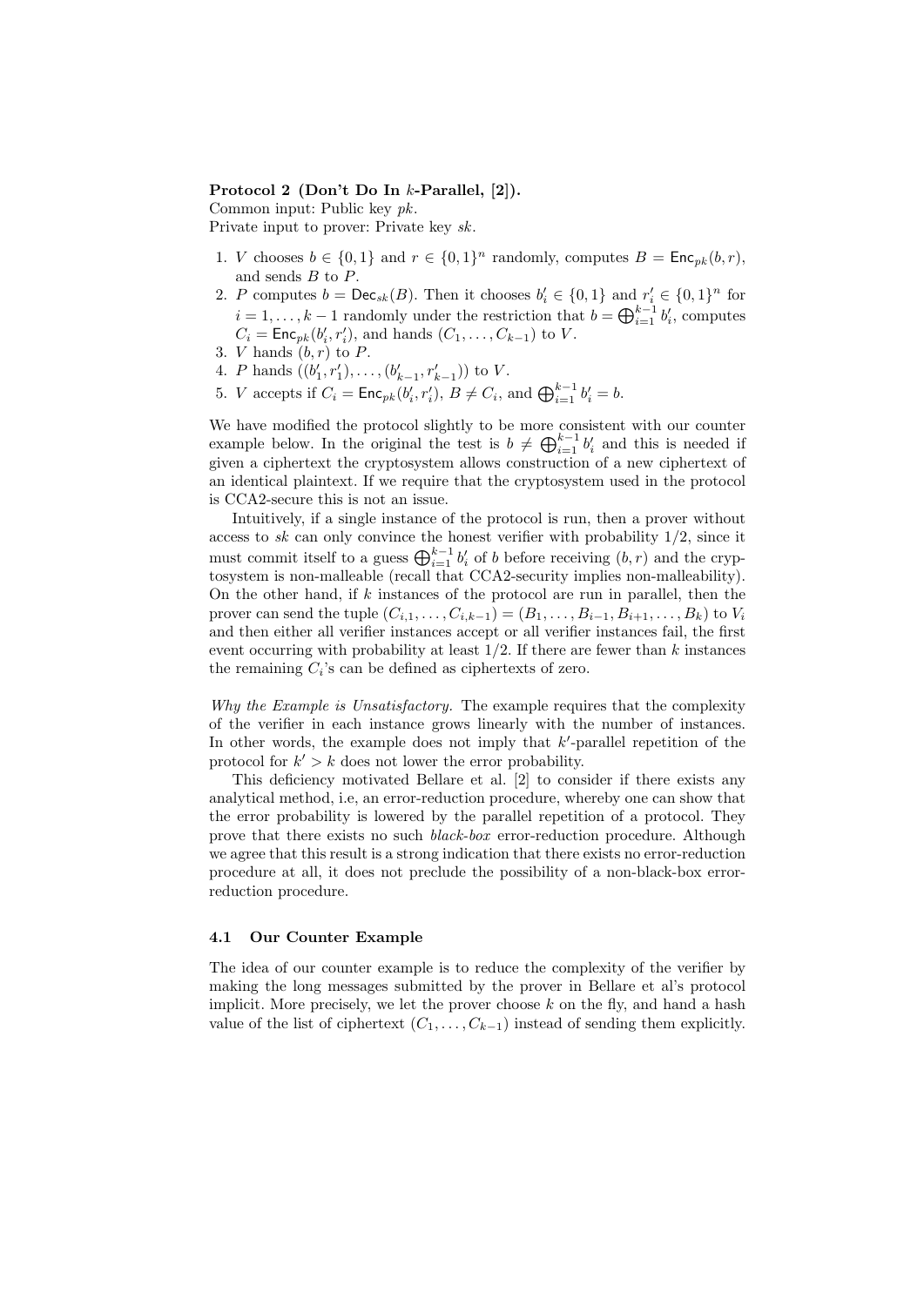**Protocol 2 (Don't Do In $k$-Parallel, [2]).**
Common input: Public key $pk$.
Private input to prover: Private key $sk$.

1. $V$ chooses $b \in \{0,1\}$ and $r \in \{0,1\}^n$ randomly, computes $B = \mathsf{Enc}_{pk}(b, r)$, and sends $B$ to $P$.
2. $P$ computes $b = \mathsf{Dec}_{sk}(B)$. Then it chooses $b'_i \in \{0,1\}$ and $r'_i \in \{0,1\}^n$ for $i = 1, \ldots, k-1$ randomly under the restriction that $b = \bigoplus_{i=1}^{k-1} b'_i$, computes $C_i = \mathsf{Enc}_{pk}(b'_i, r'_i)$, and hands $(C_1, \ldots, C_{k-1})$ to $V$.
3. $V$ hands $(b, r)$ to $P$.
4. $P$ hands $((b'_1, r'_1), \ldots, (b'_{k-1}, r'_{k-1}))$ to $V$.
5. $V$ accepts if $C_i = \mathsf{Enc}_{pk}(b'_i, r'_i)$, $B \neq C_i$, and $\bigoplus_{i=1}^{k-1} b'_i = b$.

We have modified the protocol slightly to be more consistent with our counter example below. In the original the test is $b \neq \bigoplus_{i=1}^{k-1} b'_i$ and this is needed if given a ciphertext the cryptosystem allows construction of a new ciphertext of an identical plaintext. If we require that the cryptosystem used in the protocol is CCA2-secure this is not an issue.

Intuitively, if a single instance of the protocol is run, then a prover without access to $sk$ can only convince the honest verifier with probability $1/2$, since it must commit itself to a guess $\bigoplus_{i=1}^{k-1} b'_i$ of $b$ before receiving $(b, r)$ and the cryptosystem is non-malleable (recall that CCA2-security implies non-malleability). On the other hand, if $k$ instances of the protocol are run in parallel, then the prover can send the tuple $(C_{i,1}, \ldots, C_{i,k-1}) = (B_1, \ldots, B_{i-1}, B_{i+1}, \ldots, B_k)$ to $V_i$ and then either all verifier instances accept or all verifier instances fail, the first event occurring with probability at least $1/2$. If there are fewer than $k$ instances the remaining $C_i$'s can be defined as ciphertexts of zero.

*Why the Example is Unsatisfactory.* The example requires that the complexity of the verifier in each instance grows linearly with the number of instances. In other words, the example does not imply that $k'$-parallel repetition of the protocol for $k' > k$ does not lower the error probability.

This deficiency motivated Bellare et al. [2] to consider if there exists any analytical method, i.e, an error-reduction procedure, whereby one can show that the error probability is lowered by the parallel repetition of a protocol. They prove that there exists no such *black-box* error-reduction procedure. Although we agree that this result is a strong indication that there exists no error-reduction procedure at all, it does not preclude the possibility of a non-black-box error-reduction procedure.

### 4.1 Our Counter Example

The idea of our counter example is to reduce the complexity of the verifier by making the long messages submitted by the prover in Bellare et al's protocol implicit. More precisely, we let the prover choose $k$ on the fly, and hand a hash value of the list of ciphertext $(C_1, \ldots, C_{k-1})$ instead of sending them explicitly.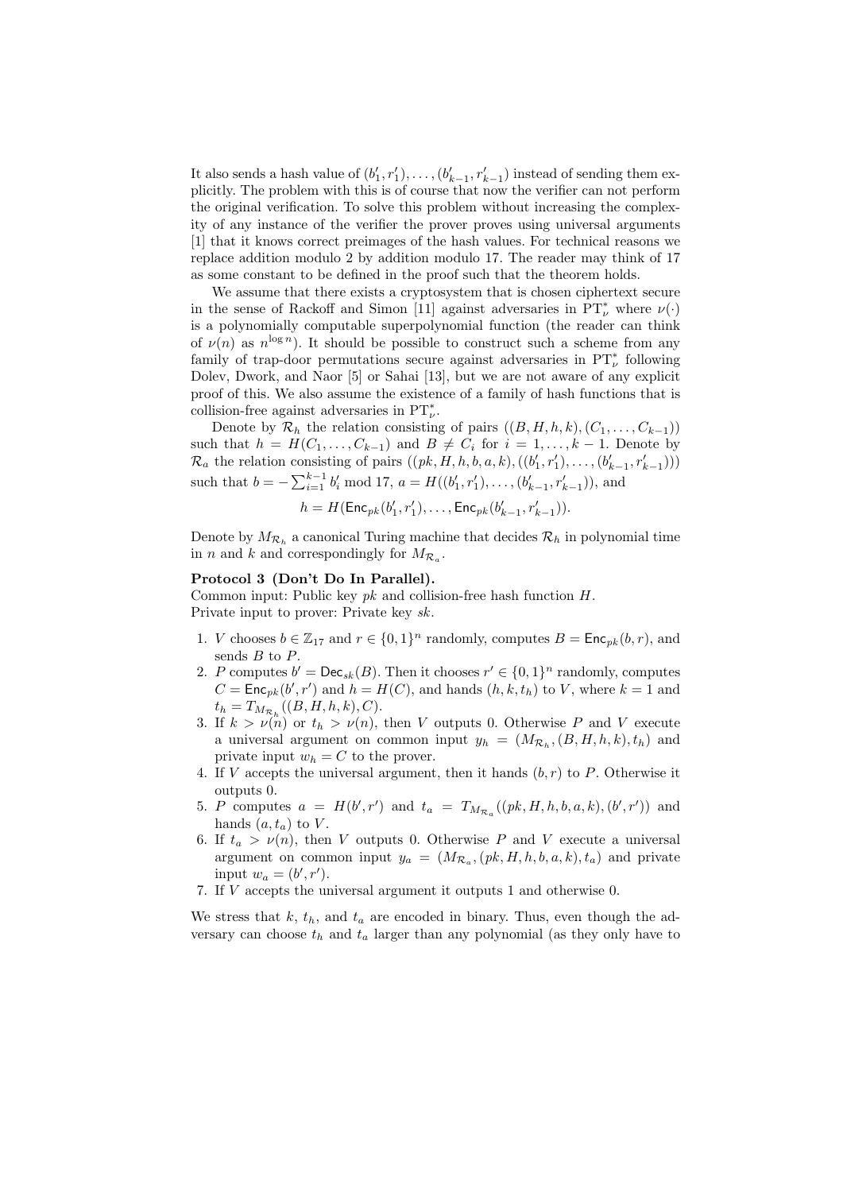It also sends a hash value of $(b'_1, r'_1), \ldots, (b'_{k-1}, r'_{k-1})$ instead of sending them explicitly. The problem with this is of course that now the verifier can not perform the original verification. To solve this problem without increasing the complexity of any instance of the verifier the prover proves using universal arguments [1] that it knows correct preimages of the hash values. For technical reasons we replace addition modulo 2 by addition modulo 17. The reader may think of 17 as some constant to be defined in the proof such that the theorem holds.

We assume that there exists a cryptosystem that is chosen ciphertext secure in the sense of Rackoff and Simon [11] against adversaries in $\mathrm{PT}^*_\nu$ where $\nu(\cdot)$ is a polynomially computable superpolynomial function (the reader can think of $\nu(n)$ as $n^{\log n}$). It should be possible to construct such a scheme from any family of trap-door permutations secure against adversaries in $\mathrm{PT}^*_\nu$ following Dolev, Dwork, and Naor [5] or Sahai [13], but we are not aware of any explicit proof of this. We also assume the existence of a family of hash functions that is collision-free against adversaries in $\mathrm{PT}^*_\nu$.

Denote by $\mathcal{R}_h$ the relation consisting of pairs $((B, H, h, k), (C_1, \ldots, C_{k-1}))$ such that $h = H(C_1, \ldots, C_{k-1})$ and $B \neq C_i$ for $i = 1, \ldots, k-1$. Denote by $\mathcal{R}_a$ the relation consisting of pairs $((pk, H, h, b, a, k), ((b'_1, r'_1), \ldots, (b'_{k-1}, r'_{k-1})))$ such that $b = -\sum_{i=1}^{k-1} b'_i \bmod 17$, $a = H((b'_1, r'_1), \ldots, (b'_{k-1}, r'_{k-1}))$, and

$$h = H(\mathsf{Enc}_{pk}(b'_1, r'_1), \ldots, \mathsf{Enc}_{pk}(b'_{k-1}, r'_{k-1})).$$

Denote by $M_{\mathcal{R}_h}$ a canonical Turing machine that decides $\mathcal{R}_h$ in polynomial time in $n$ and $k$ and correspondingly for $M_{\mathcal{R}_a}$.

**Protocol 3 (Don't Do In Parallel).**
Common input: Public key $pk$ and collision-free hash function $H$.
Private input to prover: Private key $sk$.

1. $V$ chooses $b \in \mathbb{Z}_{17}$ and $r \in \{0,1\}^n$ randomly, computes $B = \mathsf{Enc}_{pk}(b, r)$, and sends $B$ to $P$.
2. $P$ computes $b' = \mathsf{Dec}_{sk}(B)$. Then it chooses $r' \in \{0,1\}^n$ randomly, computes $C = \mathsf{Enc}_{pk}(b', r')$ and $h = H(C)$, and hands $(h, k, t_h)$ to $V$, where $k = 1$ and $t_h = T_{M_{\mathcal{R}_h}}((B, H, h, k), C)$.
3. If $k > \nu(n)$ or $t_h > \nu(n)$, then $V$ outputs 0. Otherwise $P$ and $V$ execute a universal argument on common input $y_h = (M_{\mathcal{R}_h}, (B, H, h, k), t_h)$ and private input $w_h = C$ to the prover.
4. If $V$ accepts the universal argument, then it hands $(b, r)$ to $P$. Otherwise it outputs 0.
5. $P$ computes $a = H(b', r')$ and $t_a = T_{M_{\mathcal{R}_a}}((pk, H, h, b, a, k), (b', r'))$ and hands $(a, t_a)$ to $V$.
6. If $t_a > \nu(n)$, then $V$ outputs 0. Otherwise $P$ and $V$ execute a universal argument on common input $y_a = (M_{\mathcal{R}_a}, (pk, H, h, b, a, k), t_a)$ and private input $w_a = (b', r')$.
7. If $V$ accepts the universal argument it outputs 1 and otherwise 0.

We stress that $k$, $t_h$, and $t_a$ are encoded in binary. Thus, even though the adversary can choose $t_h$ and $t_a$ larger than any polynomial (as they only have to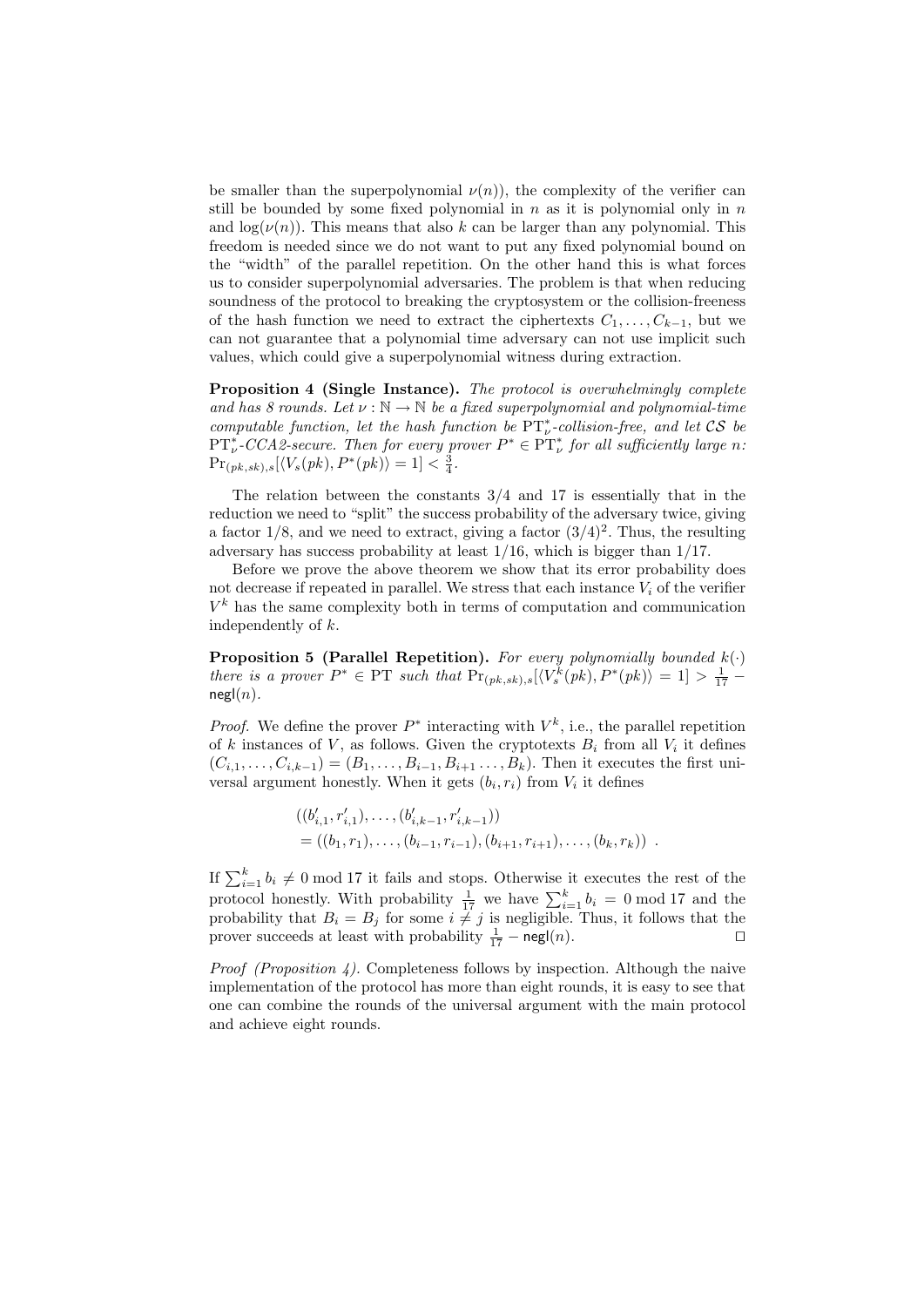be smaller than the superpolynomial $\nu(n)$), the complexity of the verifier can still be bounded by some fixed polynomial in $n$ as it is polynomial only in $n$ and $\log(\nu(n))$. This means that also $k$ can be larger than any polynomial. This freedom is needed since we do not want to put any fixed polynomial bound on the "width" of the parallel repetition. On the other hand this is what forces us to consider superpolynomial adversaries. The problem is that when reducing soundness of the protocol to breaking the cryptosystem or the collision-freeness of the hash function we need to extract the ciphertexts $C_1, \ldots, C_{k-1}$, but we can not guarantee that a polynomial time adversary can not use implicit such values, which could give a superpolynomial witness during extraction.

**Proposition 4 (Single Instance).** *The protocol is overwhelmingly complete and has 8 rounds. Let $\nu : \mathbb{N} \to \mathbb{N}$ be a fixed superpolynomial and polynomial-time computable function, let the hash function be $\mathrm{PT}^*_\nu$-collision-free, and let $\mathcal{CS}$ be $\mathrm{PT}^*_\nu$-CCA2-secure. Then for every prover $P^* \in \mathrm{PT}^*_\nu$ for all sufficiently large $n$: $\Pr_{(pk,sk),s}[\langle V_s(pk), P^*(pk)\rangle = 1] < \frac{3}{4}$.*

The relation between the constants $3/4$ and $17$ is essentially that in the reduction we need to "split" the success probability of the adversary twice, giving a factor $1/8$, and we need to extract, giving a factor $(3/4)^2$. Thus, the resulting adversary has success probability at least $1/16$, which is bigger than $1/17$.

Before we prove the above theorem we show that its error probability does not decrease if repeated in parallel. We stress that each instance $V_i$ of the verifier $V^k$ has the same complexity both in terms of computation and communication independently of $k$.

**Proposition 5 (Parallel Repetition).** *For every polynomially bounded $k(\cdot)$ there is a prover $P^* \in \mathrm{PT}$ such that $\Pr_{(pk,sk),s}[\langle V^k_s(pk), P^*(pk)\rangle = 1] > \frac{1}{17} - \mathsf{negl}(n)$.*

*Proof.* We define the prover $P^*$ interacting with $V^k$, i.e., the parallel repetition of $k$ instances of $V$, as follows. Given the cryptotexts $B_i$ from all $V_i$ it defines $(C_{i,1}, \ldots, C_{i,k-1}) = (B_1, \ldots, B_{i-1}, B_{i+1} \ldots, B_k)$. Then it executes the first universal argument honestly. When it gets $(b_i, r_i)$ from $V_i$ it defines

$$
\begin{aligned}
&((b'_{i,1}, r'_{i,1}), \ldots, (b'_{i,k-1}, r'_{i,k-1})) \\
&= ((b_1, r_1), \ldots, (b_{i-1}, r_{i-1}), (b_{i+1}, r_{i+1}), \ldots, (b_k, r_k)) \enspace .
\end{aligned}
$$

If $\sum_{i=1}^k b_i \neq 0 \bmod 17$ it fails and stops. Otherwise it executes the rest of the protocol honestly. With probability $\frac{1}{17}$ we have $\sum_{i=1}^k b_i = 0 \bmod 17$ and the probability that $B_i = B_j$ for some $i \neq j$ is negligible. Thus, it follows that the prover succeeds at least with probability $\frac{1}{17} - \mathsf{negl}(n)$. ◻

*Proof (Proposition 4).* Completeness follows by inspection. Although the naive implementation of the protocol has more than eight rounds, it is easy to see that one can combine the rounds of the universal argument with the main protocol and achieve eight rounds.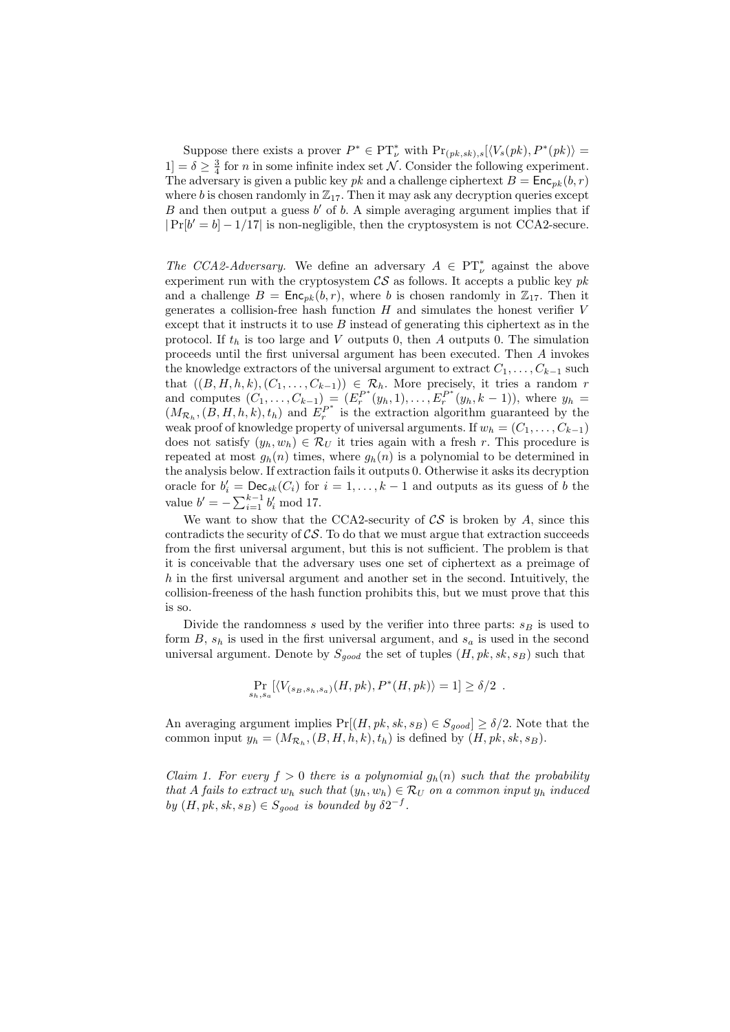Suppose there exists a prover $P^* \in \mathrm{PT}^*_\nu$ with $\Pr_{(pk,sk),s}[\langle V_s(pk), P^*(pk)\rangle = 1] = \delta \geq \frac{3}{4}$ for $n$ in some infinite index set $\mathcal{N}$. Consider the following experiment. The adversary is given a public key $pk$ and a challenge ciphertext $B = \mathsf{Enc}_{pk}(b, r)$ where $b$ is chosen randomly in $\mathbb{Z}_{17}$. Then it may ask any decryption queries except $B$ and then output a guess $b'$ of $b$. A simple averaging argument implies that if $|\Pr[b' = b] - 1/17|$ is non-negligible, then the cryptosystem is not CCA2-secure.

*The CCA2-Adversary.* We define an adversary $A \in \mathrm{PT}^*_\nu$ against the above experiment run with the cryptosystem $\mathcal{CS}$ as follows. It accepts a public key $pk$ and a challenge $B = \mathsf{Enc}_{pk}(b, r)$, where $b$ is chosen randomly in $\mathbb{Z}_{17}$. Then it generates a collision-free hash function $H$ and simulates the honest verifier $V$ except that it instructs it to use $B$ instead of generating this ciphertext as in the protocol. If $t_h$ is too large and $V$ outputs 0, then $A$ outputs 0. The simulation proceeds until the first universal argument has been executed. Then $A$ invokes the knowledge extractors of the universal argument to extract $C_1, \ldots, C_{k-1}$ such that $((B, H, h, k), (C_1, \ldots, C_{k-1})) \in \mathcal{R}_h$. More precisely, it tries a random $r$ and computes $(C_1, \ldots, C_{k-1}) = (E_r^{P^*}(y_h, 1), \ldots, E_r^{P^*}(y_h, k-1))$, where $y_h = (M_{\mathcal{R}_h}, (B, H, h, k), t_h)$ and $E_r^{P^*}$ is the extraction algorithm guaranteed by the weak proof of knowledge property of universal arguments. If $w_h = (C_1, \ldots, C_{k-1})$ does not satisfy $(y_h, w_h) \in \mathcal{R}_U$ it tries again with a fresh $r$. This procedure is repeated at most $g_h(n)$ times, where $g_h(n)$ is a polynomial to be determined in the analysis below. If extraction fails it outputs 0. Otherwise it asks its decryption oracle for $b'_i = \mathsf{Dec}_{sk}(C_i)$ for $i = 1, \ldots, k-1$ and outputs as its guess of $b$ the value $b' = -\sum_{i=1}^{k-1} b'_i \bmod 17$.

We want to show that the CCA2-security of $\mathcal{CS}$ is broken by $A$, since this contradicts the security of $\mathcal{CS}$. To do that we must argue that extraction succeeds from the first universal argument, but this is not sufficient. The problem is that it is conceivable that the adversary uses one set of ciphertext as a preimage of $h$ in the first universal argument and another set in the second. Intuitively, the collision-freeness of the hash function prohibits this, but we must prove that this is so.

Divide the randomness $s$ used by the verifier into three parts: $s_B$ is used to form $B$, $s_h$ is used in the first universal argument, and $s_a$ is used in the second universal argument. Denote by $S_{good}$ the set of tuples $(H, pk, sk, s_B)$ such that

$$\Pr_{s_h, s_a}\left[\langle V_{(s_B, s_h, s_a)}(H, pk), P^*(H, pk)\rangle = 1\right] \geq \delta/2 \ .$$

An averaging argument implies $\Pr[(H, pk, sk, s_B) \in S_{good}] \geq \delta/2$. Note that the common input $y_h = (M_{\mathcal{R}_h}, (B, H, h, k), t_h)$ is defined by $(H, pk, sk, s_B)$.

*Claim 1. For every $f > 0$ there is a polynomial $g_h(n)$ such that the probability that $A$ fails to extract $w_h$ such that $(y_h, w_h) \in \mathcal{R}_U$ on a common input $y_h$ induced by $(H, pk, sk, s_B) \in S_{good}$ is bounded by $\delta 2^{-f}$.*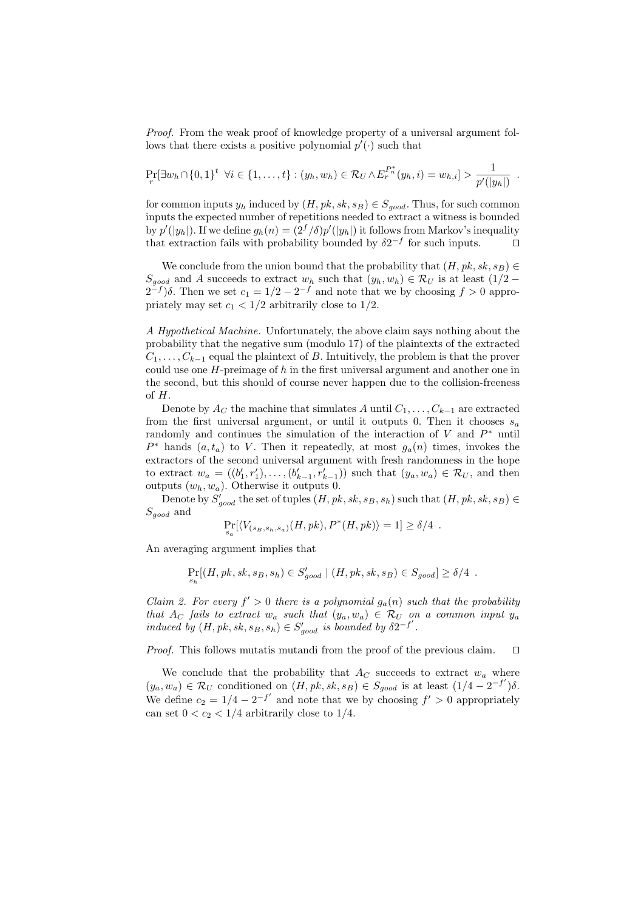*Proof.* From the weak proof of knowledge property of a universal argument follows that there exists a positive polynomial $p'(\cdot)$ such that

$$\Pr_r[\exists w_h \cap \{0,1\}^t \;\; \forall i \in \{1,\ldots,t\} : (y_h, w_h) \in \mathcal{R}_U \wedge E_r^{P^*_n}(y_h, i) = w_{h,i}] > \frac{1}{p'(|y_h|)} \enspace .$$

for common inputs $y_h$ induced by $(H, pk, sk, s_B) \in S_{good}$. Thus, for such common inputs the expected number of repetitions needed to extract a witness is bounded by $p'(|y_h|)$. If we define $g_h(n) = (2^f/\delta)p'(|y_h|)$ it follows from Markov's inequality that extraction fails with probability bounded by $\delta 2^{-f}$ for such inputs. □

We conclude from the union bound that the probability that $(H, pk, sk, s_B) \in S_{good}$ and $A$ succeeds to extract $w_h$ such that $(y_h, w_h) \in \mathcal{R}_U$ is at least $(1/2 - 2^{-f})\delta$. Then we set $c_1 = 1/2 - 2^{-f}$ and note that we by choosing $f > 0$ appropriately may set $c_1 < 1/2$ arbitrarily close to $1/2$.

*A Hypothetical Machine.* Unfortunately, the above claim says nothing about the probability that the negative sum (modulo 17) of the plaintexts of the extracted $C_1, \ldots, C_{k-1}$ equal the plaintext of $B$. Intuitively, the problem is that the prover could use one $H$-preimage of $h$ in the first universal argument and another one in the second, but this should of course never happen due to the collision-freeness of $H$.

Denote by $A_C$ the machine that simulates $A$ until $C_1, \ldots, C_{k-1}$ are extracted from the first universal argument, or until it outputs 0. Then it chooses $s_a$ randomly and continues the simulation of the interaction of $V$ and $P^*$ until $P^*$ hands $(a, t_a)$ to $V$. Then it repeatedly, at most $g_a(n)$ times, invokes the extractors of the second universal argument with fresh randomness in the hope to extract $w_a = ((b'_1, r'_1), \ldots, (b'_{k-1}, r'_{k-1}))$ such that $(y_a, w_a) \in \mathcal{R}_U$, and then outputs $(w_h, w_a)$. Otherwise it outputs 0.

Denote by $S'_{good}$ the set of tuples $(H, pk, sk, s_B, s_h)$ such that $(H, pk, sk, s_B) \in S_{good}$ and

$$\Pr_{s_a}[\langle V_{(s_B, s_h, s_a)}(H, pk), P^*(H, pk)\rangle = 1] \geq \delta/4 \enspace .$$

An averaging argument implies that

$$\Pr_{s_h}[(H, pk, sk, s_B, s_h) \in S'_{good} \mid (H, pk, sk, s_B) \in S_{good}] \geq \delta/4 \enspace .$$

*Claim 2. For every $f' > 0$ there is a polynomial $g_a(n)$ such that the probability that $A_C$ fails to extract $w_a$ such that $(y_a, w_a) \in \mathcal{R}_U$ on a common input $y_a$ induced by $(H, pk, sk, s_B, s_h) \in S'_{good}$ is bounded by $\delta 2^{-f'}$.*

*Proof.* This follows mutatis mutandi from the proof of the previous claim. □

We conclude that the probability that $A_C$ succeeds to extract $w_a$ where $(y_a, w_a) \in \mathcal{R}_U$ conditioned on $(H, pk, sk, s_B) \in S_{good}$ is at least $(1/4 - 2^{-f'})\delta$. We define $c_2 = 1/4 - 2^{-f'}$ and note that we by choosing $f' > 0$ appropriately can set $0 < c_2 < 1/4$ arbitrarily close to $1/4$.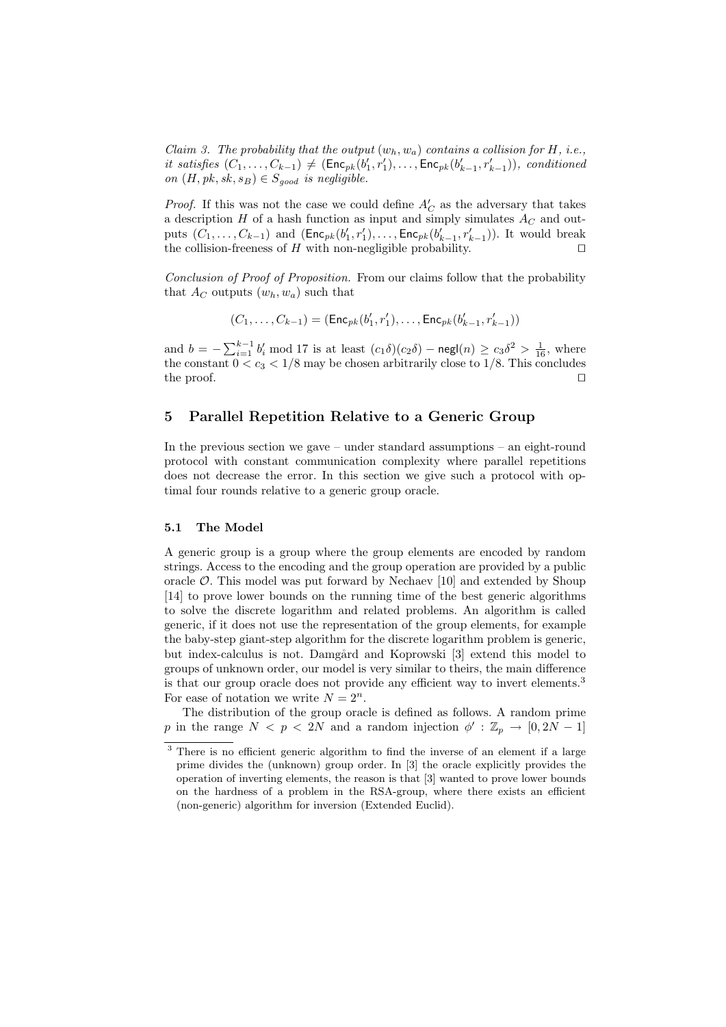*Claim 3. The probability that the output $(w_h, w_a)$ contains a collision for $H$, i.e., it satisfies $(C_1, \ldots, C_{k-1}) \neq (\mathsf{Enc}_{pk}(b'_1, r'_1), \ldots, \mathsf{Enc}_{pk}(b'_{k-1}, r'_{k-1}))$, conditioned on $(H, pk, sk, s_B) \in S_{good}$ is negligible.*

*Proof.* If this was not the case we could define $A'_C$ as the adversary that takes a description $H$ of a hash function as input and simply simulates $A_C$ and outputs $(C_1, \ldots, C_{k-1})$ and $(\mathsf{Enc}_{pk}(b'_1, r'_1), \ldots, \mathsf{Enc}_{pk}(b'_{k-1}, r'_{k-1}))$. It would break the collision-freeness of $H$ with non-negligible probability. □

*Conclusion of Proof of Proposition.* From our claims follow that the probability that $A_C$ outputs $(w_h, w_a)$ such that

$$(C_1, \ldots, C_{k-1}) = (\mathsf{Enc}_{pk}(b'_1, r'_1), \ldots, \mathsf{Enc}_{pk}(b'_{k-1}, r'_{k-1}))$$

and $b = -\sum_{i=1}^{k-1} b'_i \bmod 17$ is at least $(c_1\delta)(c_2\delta) - \mathsf{negl}(n) \geq c_3\delta^2 > \frac{1}{16}$, where the constant $0 < c_3 < 1/8$ may be chosen arbitrarily close to $1/8$. This concludes the proof. □

## 5 Parallel Repetition Relative to a Generic Group

In the previous section we gave – under standard assumptions – an eight-round protocol with constant communication complexity where parallel repetitions does not decrease the error. In this section we give such a protocol with optimal four rounds relative to a generic group oracle.

### 5.1 The Model

A generic group is a group where the group elements are encoded by random strings. Access to the encoding and the group operation are provided by a public oracle $\mathcal{O}$. This model was put forward by Nechaev [10] and extended by Shoup [14] to prove lower bounds on the running time of the best generic algorithms to solve the discrete logarithm and related problems. An algorithm is called generic, if it does not use the representation of the group elements, for example the baby-step giant-step algorithm for the discrete logarithm problem is generic, but index-calculus is not. Damgård and Koprowski [3] extend this model to groups of unknown order, our model is very similar to theirs, the main difference is that our group oracle does not provide any efficient way to invert elements.[3] For ease of notation we write $N = 2^n$.

The distribution of the group oracle is defined as follows. A random prime $p$ in the range $N < p < 2N$ and a random injection $\phi' : \mathbb{Z}_p \rightarrow [0, 2N-1]$

[3] There is no efficient generic algorithm to find the inverse of an element if a large prime divides the (unknown) group order. In [3] the oracle explicitly provides the operation of inverting elements, the reason is that [3] wanted to prove lower bounds on the hardness of a problem in the RSA-group, where there exists an efficient (non-generic) algorithm for inversion (Extended Euclid).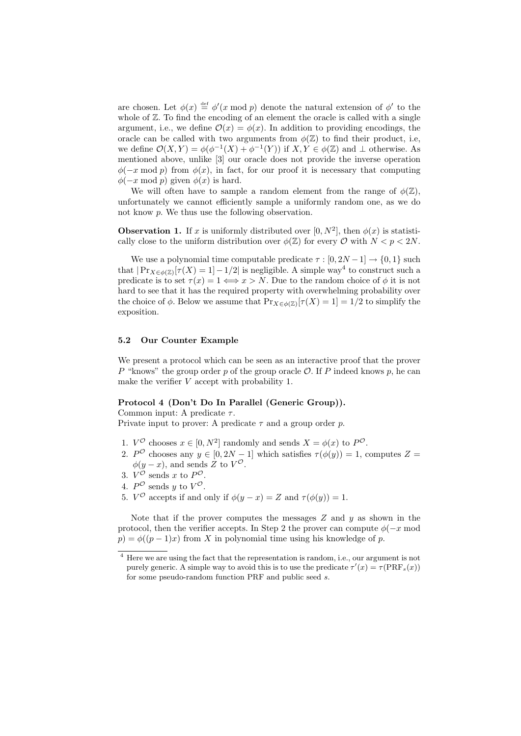are chosen. Let $\phi(x) \stackrel{\text{def}}{=} \phi'(x \bmod p)$ denote the natural extension of $\phi'$ to the whole of $\mathbb{Z}$. To find the encoding of an element the oracle is called with a single argument, i.e., we define $\mathcal{O}(x) = \phi(x)$. In addition to providing encodings, the oracle can be called with two arguments from $\phi(\mathbb{Z})$ to find their product, i.e, we define $\mathcal{O}(X, Y) = \phi(\phi^{-1}(X) + \phi^{-1}(Y))$ if $X, Y \in \phi(\mathbb{Z})$ and $\perp$ otherwise. As mentioned above, unlike [3] our oracle does not provide the inverse operation $\phi(-x \bmod p)$ from $\phi(x)$, in fact, for our proof it is necessary that computing $\phi(-x \bmod p)$ given $\phi(x)$ is hard.

We will often have to sample a random element from the range of $\phi(\mathbb{Z})$, unfortunately we cannot efficiently sample a uniformly random one, as we do not know $p$. We thus use the following observation.

**Observation 1.** If $x$ is uniformly distributed over $[0, N^2]$, then $\phi(x)$ is statistically close to the uniform distribution over $\phi(\mathbb{Z})$ for every $\mathcal{O}$ with $N < p < 2N$.

We use a polynomial time computable predicate $\tau : [0, 2N-1] \to \{0, 1\}$ such that $|\Pr_{X \in \phi(\mathbb{Z})}[\tau(X) = 1] - 1/2|$ is negligible. A simple way[4] to construct such a predicate is to set $\tau(x) = 1 \iff x > N$. Due to the random choice of $\phi$ it is not hard to see that it has the required property with overwhelming probability over the choice of $\phi$. Below we assume that $\Pr_{X \in \phi(\mathbb{Z})}[\tau(X) = 1] = 1/2$ to simplify the exposition.

### 5.2 Our Counter Example

We present a protocol which can be seen as an interactive proof that the prover $P$ "knows" the group order $p$ of the group oracle $\mathcal{O}$. If $P$ indeed knows $p$, he can make the verifier $V$ accept with probability 1.

**Protocol 4 (Don't Do In Parallel (Generic Group)).**
Common input: A predicate $\tau$.
Private input to prover: A predicate $\tau$ and a group order $p$.

1. $V^{\mathcal{O}}$ chooses $x \in [0, N^2]$ randomly and sends $X = \phi(x)$ to $P^{\mathcal{O}}$.
2. $P^{\mathcal{O}}$ chooses any $y \in [0, 2N-1]$ which satisfies $\tau(\phi(y)) = 1$, computes $Z = \phi(y - x)$, and sends $Z$ to $V^{\mathcal{O}}$.
3. $V^{\mathcal{O}}$ sends $x$ to $P^{\mathcal{O}}$.
4. $P^{\mathcal{O}}$ sends $y$ to $V^{\mathcal{O}}$.
5. $V^{\mathcal{O}}$ accepts if and only if $\phi(y - x) = Z$ and $\tau(\phi(y)) = 1$.

Note that if the prover computes the messages $Z$ and $y$ as shown in the protocol, then the verifier accepts. In Step 2 the prover can compute $\phi(-x \bmod p) = \phi((p-1)x)$ from $X$ in polynomial time using his knowledge of $p$.

---

[4] Here we are using the fact that the representation is random, i.e., our argument is not purely generic. A simple way to avoid this is to use the predicate $\tau'(x) = \tau(\mathrm{PRF}_s(x))$ for some pseudo-random function PRF and public seed $s$.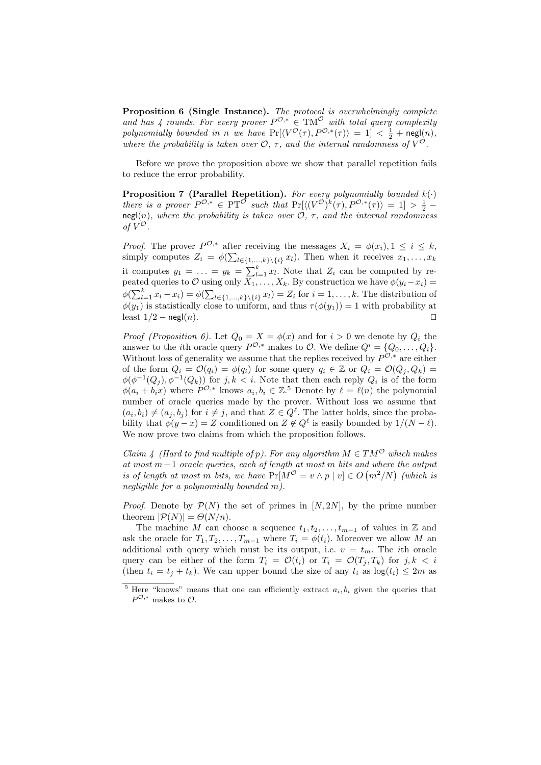**Proposition 6 (Single Instance).** *The protocol is overwhelmingly complete and has 4 rounds. For every prover $P^{\mathcal{O},*} \in \mathrm{TM}^{\mathcal{O}}$ with total query complexity polynomially bounded in $n$ we have $\Pr[\langle V^{\mathcal{O}}(\tau), P^{\mathcal{O},*}(\tau)\rangle = 1] < \frac{1}{2} + \mathsf{negl}(n)$, where the probability is taken over $\mathcal{O}$, $\tau$, and the internal randomness of $V^{\mathcal{O}}$.*

Before we prove the proposition above we show that parallel repetition fails to reduce the error probability.

**Proposition 7 (Parallel Repetition).** *For every polynomially bounded $k(\cdot)$ there is a prover $P^{\mathcal{O},*} \in \mathrm{PT}^{\mathcal{O}}$ such that $\Pr[\langle (V^{\mathcal{O}})^k(\tau), P^{\mathcal{O},*}(\tau)\rangle = 1] > \frac{1}{2} - \mathsf{negl}(n)$, where the probability is taken over $\mathcal{O}$, $\tau$, and the internal randomness of $V^{\mathcal{O}}$.*

*Proof.* The prover $P^{\mathcal{O},*}$ after receiving the messages $X_i = \phi(x_i), 1 \leq i \leq k$, simply computes $Z_i = \phi(\sum_{l\in\{1,\ldots,k\}\setminus\{i\}} x_l)$. Then when it receives $x_1, \ldots, x_k$ it computes $y_1 = \ldots = y_k = \sum_{l=1}^{k} x_l$. Note that $Z_i$ can be computed by repeated queries to $\mathcal{O}$ using only $X_1, \ldots, X_k$. By construction we have $\phi(y_i - x_i) = \phi(\sum_{l=1}^{k} x_l - x_i) = \phi(\sum_{l\in\{1,\ldots,k\}\setminus\{i\}} x_l) = Z_i$ for $i = 1, \ldots, k$. The distribution of $\phi(y_1)$ is statistically close to uniform, and thus $\tau(\phi(y_1)) = 1$ with probability at least $1/2 - \mathsf{negl}(n)$. ⊓⊔

*Proof (Proposition 6).* Let $Q_0 = X = \phi(x)$ and for $i > 0$ we denote by $Q_i$ the answer to the $i$th oracle query $P^{\mathcal{O},*}$ makes to $\mathcal{O}$. We define $Q^i = \{Q_0, \ldots, Q_i\}$. Without loss of generality we assume that the replies received by $P^{\mathcal{O},*}$ are either of the form $Q_i = \mathcal{O}(q_i) = \phi(q_i)$ for some query $q_i \in \mathbb{Z}$ or $Q_i = \mathcal{O}(Q_j, Q_k) = \phi(\phi^{-1}(Q_j), \phi^{-1}(Q_k))$ for $j, k < i$. Note that then each reply $Q_i$ is of the form $\phi(a_i + b_i x)$ where $P^{\mathcal{O},*}$ knows $a_i, b_i \in \mathbb{Z}$.[5] Denote by $\ell = \ell(n)$ the polynomial number of oracle queries made by the prover. Without loss we assume that $(a_i, b_i) \neq (a_j, b_j)$ for $i \neq j$, and that $Z \in Q^\ell$. The latter holds, since the probability that $\phi(y - x) = Z$ conditioned on $Z \notin Q^\ell$ is easily bounded by $1/(N - \ell)$. We now prove two claims from which the proposition follows.

*Claim 4 (Hard to find multiple of p). For any algorithm $M \in TM^{\mathcal{O}}$ which makes at most $m-1$ oracle queries, each of length at most $m$ bits and where the output is of length at most $m$ bits, we have $\Pr[M^{\mathcal{O}} = v \wedge p \mid v] \in O\left(m^2/N\right)$ (which is negligible for a polynomially bounded $m$).*

*Proof.* Denote by $\mathcal{P}(N)$ the set of primes in $[N, 2N]$, by the prime number theorem $|\mathcal{P}(N)| = \Theta(N/n)$.

The machine $M$ can choose a sequence $t_1, t_2, \ldots, t_{m-1}$ of values in $\mathbb{Z}$ and ask the oracle for $T_1, T_2, \ldots, T_{m-1}$ where $T_i = \phi(t_i)$. Moreover we allow $M$ an additional $m$th query which must be its output, i.e. $v = t_m$. The $i$th oracle query can be either of the form $T_i = \mathcal{O}(t_i)$ or $T_i = \mathcal{O}(T_j, T_k)$ for $j, k < i$ (then $t_i = t_j + t_k$). We can upper bound the size of any $t_i$ as $\log(t_i) \leq 2m$ as

[5] Here "knows" means that one can efficiently extract $a_i, b_i$ given the queries that $P^{\mathcal{O},*}$ makes to $\mathcal{O}$.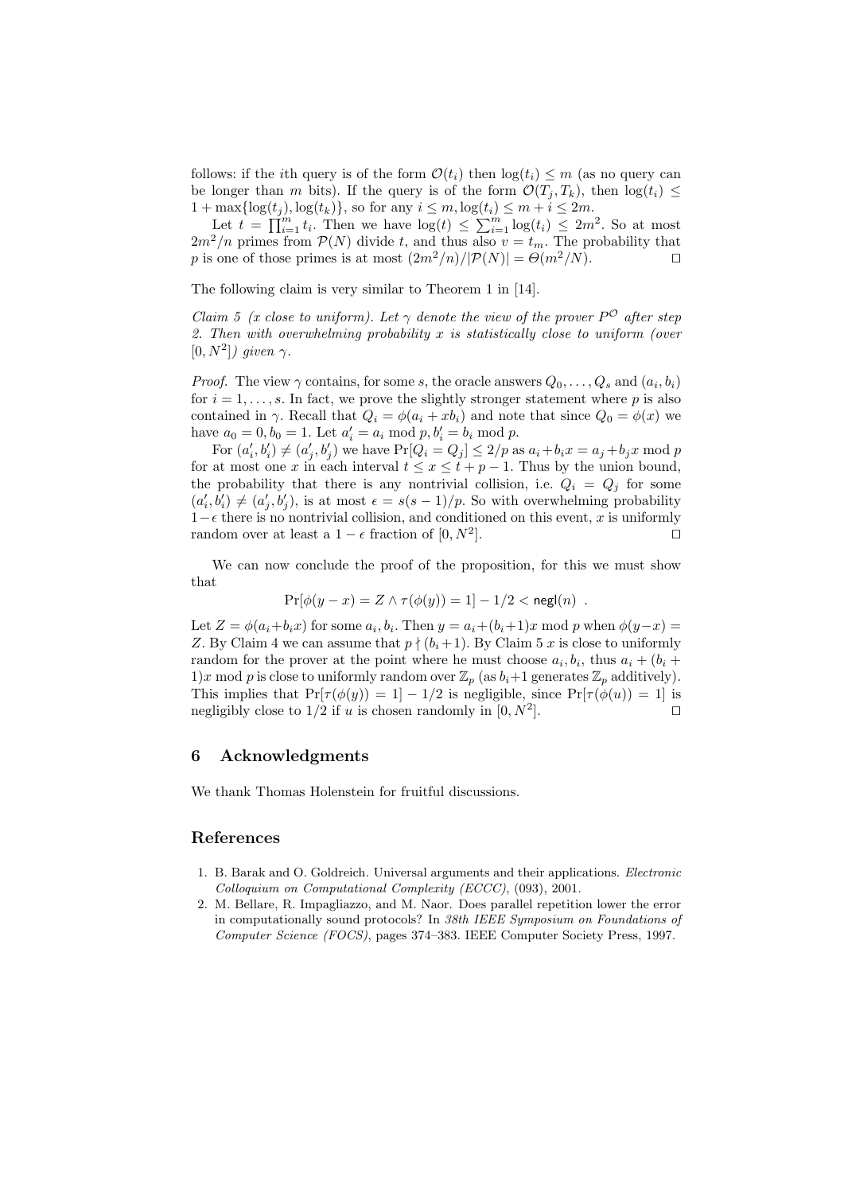follows: if the $i$th query is of the form $\mathcal{O}(t_i)$ then $\log(t_i) \leq m$ (as no query can be longer than $m$ bits). If the query is of the form $\mathcal{O}(T_j, T_k)$, then $\log(t_i) \leq 1 + \max\{\log(t_j), \log(t_k)\}$, so for any $i \leq m, \log(t_i) \leq m + i \leq 2m$.

Let $t = \prod_{i=1}^{m} t_i$. Then we have $\log(t) \leq \sum_{i=1}^{m} \log(t_i) \leq 2m^2$. So at most $2m^2/n$ primes from $\mathcal{P}(N)$ divide $t$, and thus also $v = t_m$. The probability that $p$ is one of those primes is at most $(2m^2/n)/|\mathcal{P}(N)| = \Theta(m^2/N)$. $\square$

The following claim is very similar to Theorem 1 in [14].

*Claim 5 (x close to uniform). Let $\gamma$ denote the view of the prover $P^{\mathcal{O}}$ after step 2. Then with overwhelming probability $x$ is statistically close to uniform (over $[0, N^2]$) given $\gamma$.*

*Proof.* The view $\gamma$ contains, for some $s$, the oracle answers $Q_0, \ldots, Q_s$ and $(a_i, b_i)$ for $i = 1, \ldots, s$. In fact, we prove the slightly stronger statement where $p$ is also contained in $\gamma$. Recall that $Q_i = \phi(a_i + xb_i)$ and note that since $Q_0 = \phi(x)$ we have $a_0 = 0, b_0 = 1$. Let $a'_i = a_i \bmod p, b'_i = b_i \bmod p$.

For $(a'_i, b'_i) \neq (a'_j, b'_j)$ we have $\Pr[Q_i = Q_j] \leq 2/p$ as $a_i + b_i x = a_j + b_j x \bmod p$ for at most one $x$ in each interval $t \leq x \leq t + p - 1$. Thus by the union bound, the probability that there is any nontrivial collision, i.e. $Q_i = Q_j$ for some $(a'_i, b'_i) \neq (a'_j, b'_j)$, is at most $\epsilon = s(s-1)/p$. So with overwhelming probability $1 - \epsilon$ there is no nontrivial collision, and conditioned on this event, $x$ is uniformly random over at least a $1 - \epsilon$ fraction of $[0, N^2]$. $\square$

We can now conclude the proof of the proposition, for this we must show that

$$\Pr[\phi(y - x) = Z \wedge \tau(\phi(y)) = 1] - 1/2 < \mathsf{negl}(n) \ .$$

Let $Z = \phi(a_i + b_i x)$ for some $a_i, b_i$. Then $y = a_i + (b_i + 1)x \bmod p$ when $\phi(y - x) = Z$. By Claim 4 we can assume that $p \nmid (b_i + 1)$. By Claim 5 $x$ is close to uniformly random for the prover at the point where he must choose $a_i, b_i$, thus $a_i + (b_i + 1)x \bmod p$ is close to uniformly random over $\mathbb{Z}_p$ (as $b_i + 1$ generates $\mathbb{Z}_p$ additively). This implies that $\Pr[\tau(\phi(y)) = 1] - 1/2$ is negligible, since $\Pr[\tau(\phi(u)) = 1]$ is negligibly close to $1/2$ if $u$ is chosen randomly in $[0, N^2]$. $\square$

## 6 Acknowledgments

We thank Thomas Holenstein for fruitful discussions.

## References

1. B. Barak and O. Goldreich. Universal arguments and their applications. *Electronic Colloquium on Computational Complexity (ECCC)*, (093), 2001.
2. M. Bellare, R. Impagliazzo, and M. Naor. Does parallel repetition lower the error in computationally sound protocols? In *38th IEEE Symposium on Foundations of Computer Science (FOCS)*, pages 374–383. IEEE Computer Society Press, 1997.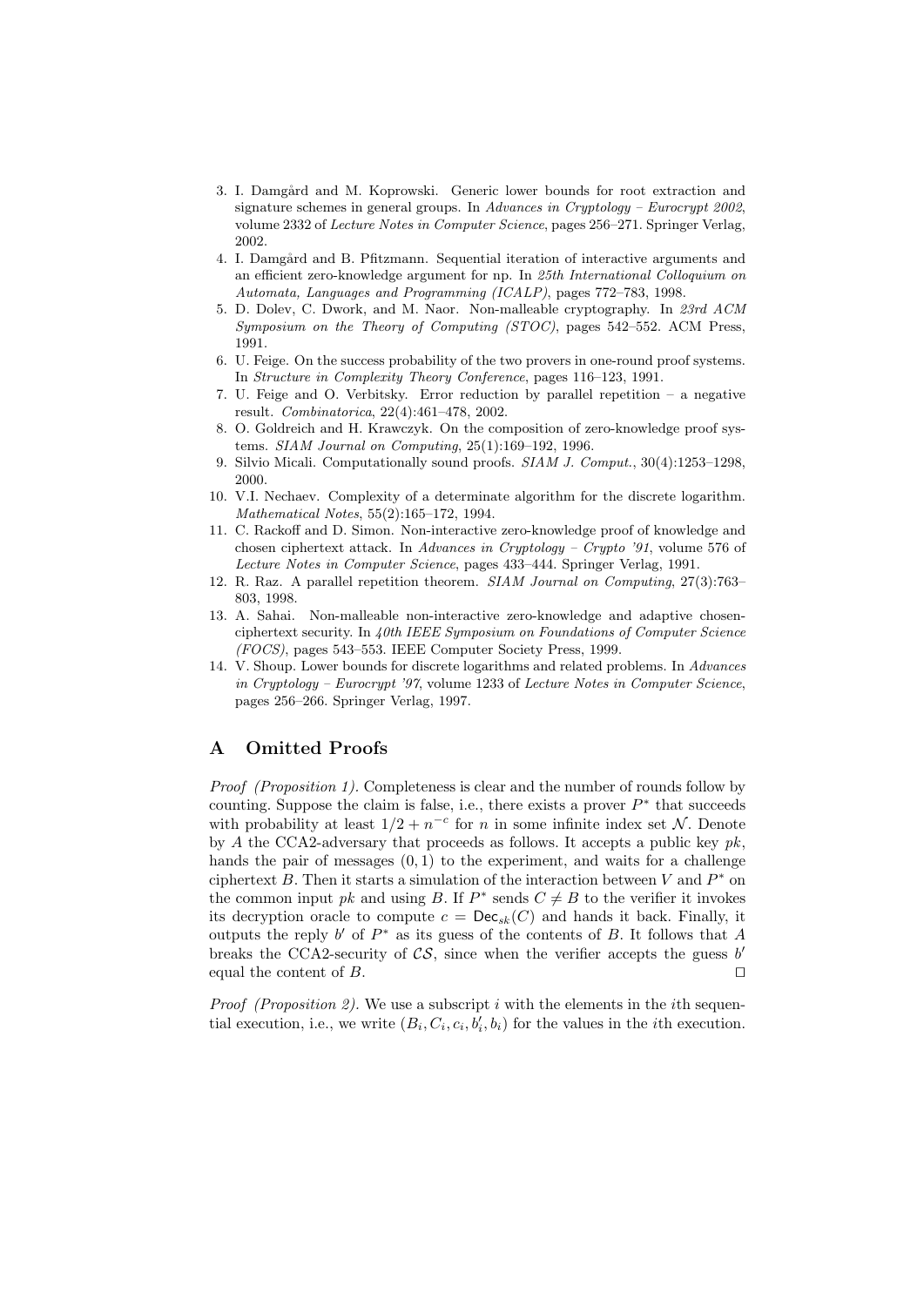3. I. Damgård and M. Koprowski. Generic lower bounds for root extraction and signature schemes in general groups. In *Advances in Cryptology – Eurocrypt 2002*, volume 2332 of *Lecture Notes in Computer Science*, pages 256–271. Springer Verlag, 2002.
4. I. Damgård and B. Pfitzmann. Sequential iteration of interactive arguments and an efficient zero-knowledge argument for np. In *25th International Colloquium on Automata, Languages and Programming (ICALP)*, pages 772–783, 1998.
5. D. Dolev, C. Dwork, and M. Naor. Non-malleable cryptography. In *23rd ACM Symposium on the Theory of Computing (STOC)*, pages 542–552. ACM Press, 1991.
6. U. Feige. On the success probability of the two provers in one-round proof systems. In *Structure in Complexity Theory Conference*, pages 116–123, 1991.
7. U. Feige and O. Verbitsky. Error reduction by parallel repetition – a negative result. *Combinatorica*, 22(4):461–478, 2002.
8. O. Goldreich and H. Krawczyk. On the composition of zero-knowledge proof systems. *SIAM Journal on Computing*, 25(1):169–192, 1996.
9. Silvio Micali. Computationally sound proofs. *SIAM J. Comput.*, 30(4):1253–1298, 2000.
10. V.I. Nechaev. Complexity of a determinate algorithm for the discrete logarithm. *Mathematical Notes*, 55(2):165–172, 1994.
11. C. Rackoff and D. Simon. Non-interactive zero-knowledge proof of knowledge and chosen ciphertext attack. In *Advances in Cryptology – Crypto '91*, volume 576 of *Lecture Notes in Computer Science*, pages 433–444. Springer Verlag, 1991.
12. R. Raz. A parallel repetition theorem. *SIAM Journal on Computing*, 27(3):763–803, 1998.
13. A. Sahai. Non-malleable non-interactive zero-knowledge and adaptive chosen-ciphertext security. In *40th IEEE Symposium on Foundations of Computer Science (FOCS)*, pages 543–553. IEEE Computer Society Press, 1999.
14. V. Shoup. Lower bounds for discrete logarithms and related problems. In *Advances in Cryptology – Eurocrypt '97*, volume 1233 of *Lecture Notes in Computer Science*, pages 256–266. Springer Verlag, 1997.

## A Omitted Proofs

*Proof (Proposition 1).* Completeness is clear and the number of rounds follow by counting. Suppose the claim is false, i.e., there exists a prover $P^*$ that succeeds with probability at least $1/2 + n^{-c}$ for $n$ in some infinite index set $\mathcal{N}$. Denote by $A$ the CCA2-adversary that proceeds as follows. It accepts a public key $pk$, hands the pair of messages $(0, 1)$ to the experiment, and waits for a challenge ciphertext $B$. Then it starts a simulation of the interaction between $V$ and $P^*$ on the common input $pk$ and using $B$. If $P^*$ sends $C \neq B$ to the verifier it invokes its decryption oracle to compute $c = \mathsf{Dec}_{sk}(C)$ and hands it back. Finally, it outputs the reply $b'$ of $P^*$ as its guess of the contents of $B$. It follows that $A$ breaks the CCA2-security of $\mathcal{CS}$, since when the verifier accepts the guess $b'$ equal the content of $B$. $\square$

*Proof (Proposition 2).* We use a subscript $i$ with the elements in the $i$th sequential execution, i.e., we write $(B_i, C_i, c_i, b'_i, b_i)$ for the values in the $i$th execution.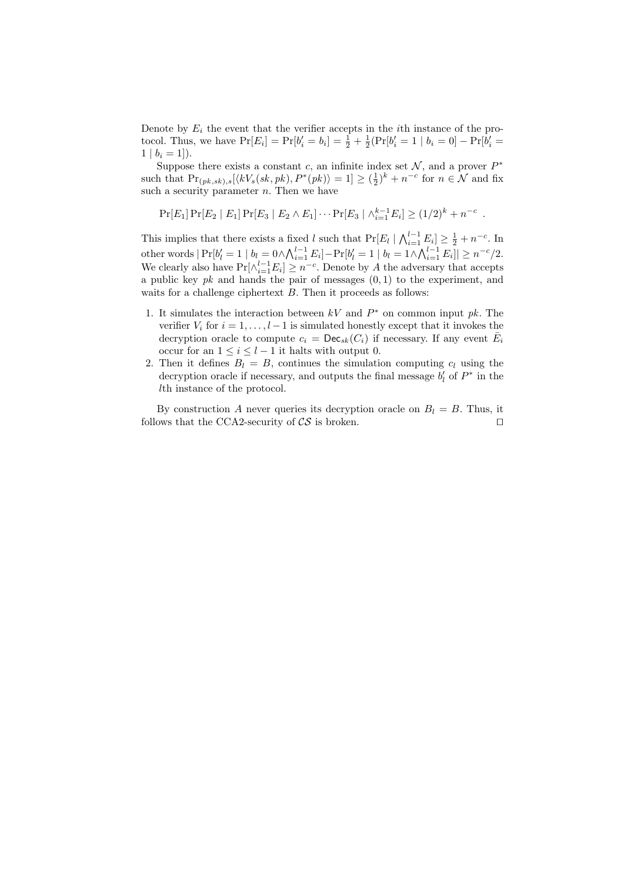Denote by $E_i$ the event that the verifier accepts in the $i$th instance of the protocol. Thus, we have $\Pr[E_i] = \Pr[b'_i = b_i] = \frac{1}{2} + \frac{1}{2}(\Pr[b'_i = 1 \mid b_i = 0] - \Pr[b'_i = 1 \mid b_i = 1])$.

Suppose there exists a constant $c$, an infinite index set $\mathcal{N}$, and a prover $P^*$ such that $\Pr_{(pk,sk),s}[\langle kV_s(sk, pk), P^*(pk)\rangle = 1] \geq (\frac{1}{2})^k + n^{-c}$ for $n \in \mathcal{N}$ and fix such a security parameter $n$. Then we have

$$\Pr[E_1] \Pr[E_2 \mid E_1] \Pr[E_3 \mid E_2 \wedge E_1] \cdots \Pr[E_3 \mid \wedge_{i=1}^{k-1} E_i] \geq (1/2)^k + n^{-c} \ .$$

This implies that there exists a fixed $l$ such that $\Pr[E_l \mid \bigwedge_{i=1}^{l-1} E_i] \geq \frac{1}{2} + n^{-c}$. In other words $|\Pr[b'_l = 1 \mid b_l = 0 \wedge \bigwedge_{i=1}^{l-1} E_i] - \Pr[b'_l = 1 \mid b_l = 1 \wedge \bigwedge_{i=1}^{l-1} E_i]| \geq n^{-c}/2$. We clearly also have $\Pr[\wedge_{i=1}^{l-1} E_i] \geq n^{-c}$. Denote by $A$ the adversary that accepts a public key $pk$ and hands the pair of messages $(0, 1)$ to the experiment, and waits for a challenge ciphertext $B$. Then it proceeds as follows:

1. It simulates the interaction between $kV$ and $P^*$ on common input $pk$. The verifier $V_i$ for $i = 1, \ldots, l-1$ is simulated honestly except that it invokes the decryption oracle to compute $c_i = \mathsf{Dec}_{sk}(C_i)$ if necessary. If any event $\bar{E}_i$ occur for an $1 \leq i \leq l-1$ it halts with output 0.
2. Then it defines $B_l = B$, continues the simulation computing $c_l$ using the decryption oracle if necessary, and outputs the final message $b'_l$ of $P^*$ in the $l$th instance of the protocol.

By construction $A$ never queries its decryption oracle on $B_l = B$. Thus, it follows that the CCA2-security of $\mathcal{CS}$ is broken. □